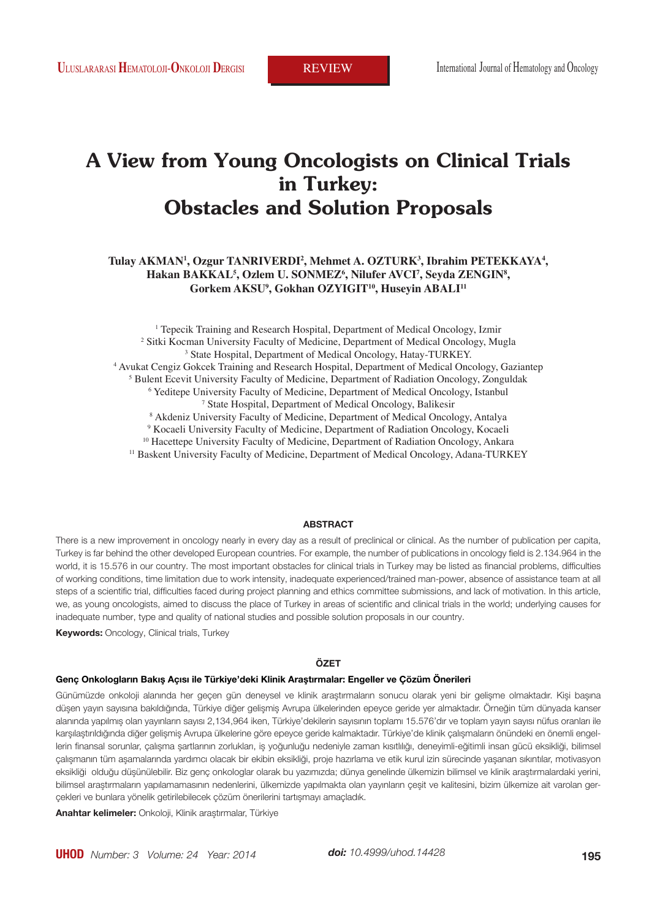REVIEW

# A View from Young Oncologists on Clinical Trials in Turkey: Obstacles and Solution Proposals

**Tulay AKMAN[1], Ozgur TANRIVERDI[2], Mehmet A. OZTURK[3], Ibrahim PETEKKAYA[4], Hakan BAKKAL[5], Ozlem U. SONMEZ[6], Nilufer AVCI[7], Seyda ZENGIN[8], Gorkem AKSU[9], Gokhan OZYIGIT[10], Huseyin ABALI[11]**

[1] Tepecik Training and Research Hospital, Department of Medical Oncology, Izmir
[2] Sitki Kocman University Faculty of Medicine, Department of Medical Oncology, Mugla
[3] State Hospital, Department of Medical Oncology, Hatay-TURKEY.
[4] Avukat Cengiz Gokcek Training and Research Hospital, Department of Medical Oncology, Gaziantep
[5] Bulent Ecevit University Faculty of Medicine, Department of Radiation Oncology, Zonguldak
[6] Yeditepe University Faculty of Medicine, Department of Medical Oncology, Istanbul
[7] State Hospital, Department of Medical Oncology, Balikesir
[8] Akdeniz University Faculty of Medicine, Department of Medical Oncology, Antalya
[9] Kocaeli University Faculty of Medicine, Department of Radiation Oncology, Kocaeli
[10] Hacettepe University Faculty of Medicine, Department of Radiation Oncology, Ankara
[11] Baskent University Faculty of Medicine, Department of Medical Oncology, Adana-TURKEY

## ABSTRACT

There is a new improvement in oncology nearly in every day as a result of preclinical or clinical. As the number of publication per capita, Turkey is far behind the other developed European countries. For example, the number of publications in oncology field is 2.134.964 in the world, it is 15.576 in our country. The most important obstacles for clinical trials in Turkey may be listed as financial problems, difficulties of working conditions, time limitation due to work intensity, inadequate experienced/trained man-power, absence of assistance team at all steps of a scientific trial, difficulties faced during project planning and ethics committee submissions, and lack of motivation. In this article, we, as young oncologists, aimed to discuss the place of Turkey in areas of scientific and clinical trials in the world; underlying causes for inadequate number, type and quality of national studies and possible solution proposals in our country.

**Keywords:** Oncology, Clinical trials, Turkey

## ÖZET

### Genç Onkologların Bakış Açısı ile Türkiye'deki Klinik Araştırmalar: Engeller ve Çözüm Önerileri

Günümüzde onkoloji alanında her geçen gün deneysel ve klinik araştırmaların sonucu olarak yeni bir gelişme olmaktadır. Kişi başına düşen yayın sayısına bakıldığında, Türkiye diğer gelişmiş Avrupa ülkelerinden epeyce geride yer almaktadır. Örneğin tüm dünyada kanser alanında yapılmış olan yayınların sayısı 2,134,964 iken, Türkiye'dekilerin sayısının toplamı 15.576'dır ve toplam yayın sayısı nüfus oranları ile karşılaştırıldığında diğer gelişmiş Avrupa ülkelerine göre epeyce geride kalmaktadır. Türkiye'de klinik çalışmaların önündeki en önemli engellerin finansal sorunlar, çalışma şartlarının zorlukları, iş yoğunluğu nedeniyle zaman kısıtlılığı, deneyimli-eğitimli insan gücü eksikliği, bilimsel çalışmanın tüm aşamalarında yardımcı olacak bir ekibin eksikliği, proje hazırlama ve etik kurul izin sürecinde yaşanan sıkıntılar, motivasyon eksikliği olduğu düşünülebilir. Biz genç onkologlar olarak bu yazımızda; dünya genelinde ülkemizin bilimsel ve klinik araştırmalardaki yerini, bilimsel araştırmaların yapılamamasının nedenlerini, ülkemizde yapılmakta olan yayınların çeşit ve kalitesini, bizim ülkemize ait varolan gerçekleri ve bunlara yönelik getirilebilecek çözüm önerilerini tartışmayı amaçladık.

**Anahtar kelimeler:** Onkoloji, Klinik araştırmalar, Türkiye

*doi: 10.4999/uhod.14428*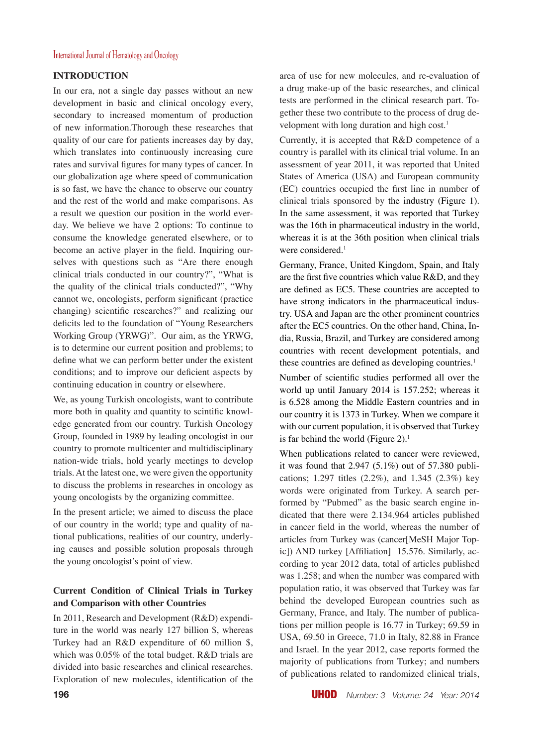## INTRODUCTION

In our era, not a single day passes without an new development in basic and clinical oncology every, secondary to increased momentum of production of new information.Thorough these researches that quality of our care for patients increases day by day, which translates into continuously increasing cure rates and survival figures for many types of cancer. In our globalization age where speed of communication is so fast, we have the chance to observe our country and the rest of the world and make comparisons. As a result we question our position in the world ever-day. We believe we have 2 options: To continue to consume the knowledge generated elsewhere, or to become an active player in the field. Inquiring ourselves with questions such as "Are there enough clinical trials conducted in our country?", "What is the quality of the clinical trials conducted?", "Why cannot we, oncologists, perform significant (practice changing) scientific researches?" and realizing our deficits led to the foundation of "Young Researchers Working Group (YRWG)". Our aim, as the YRWG, is to determine our current position and problems; to define what we can perform better under the existent conditions; and to improve our deficient aspects by continuing education in country or elsewhere.

We, as young Turkish oncologists, want to contribute more both in quality and quantity to scintific knowledge generated from our country. Turkish Oncology Group, founded in 1989 by leading oncologist in our country to promote multicenter and multidisciplinary nation-wide trials, hold yearly meetings to develop trials. At the latest one, we were given the opportunity to discuss the problems in researches in oncology as young oncologists by the organizing committee.

In the present article; we aimed to discuss the place of our country in the world; type and quality of national publications, realities of our country, underlying causes and possible solution proposals through the young oncologist's point of view.

### Current Condition of Clinical Trials in Turkey and Comparison with other Countries

In 2011, Research and Development (R&D) expenditure in the world was nearly 127 billion $, whereas Turkey had an R&D expenditure of 60 million $, which was 0.05% of the total budget. R&D trials are divided into basic researches and clinical researches. Exploration of new molecules, identification of the area of use for new molecules, and re-evaluation of a drug make-up of the basic researches, and clinical tests are performed in the clinical research part. Together these two contribute to the process of drug development with long duration and high cost.[1]

Currently, it is accepted that R&D competence of a country is parallel with its clinical trial volume. In an assessment of year 2011, it was reported that United States of America (USA) and European community (EC) countries occupied the first line in number of clinical trials sponsored by the industry (Figure 1). In the same assessment, it was reported that Turkey was the 16th in pharmaceutical industry in the world, whereas it is at the 36th position when clinical trials were considered.[1]

Germany, France, United Kingdom, Spain, and Italy are the first five countries which value R&D, and they are defined as EC5. These countries are accepted to have strong indicators in the pharmaceutical industry. USA and Japan are the other prominent countries after the EC5 countries. On the other hand, China, India, Russia, Brazil, and Turkey are considered among countries with recent development potentials, and these countries are defined as developing countries.[1]

Number of scientific studies performed all over the world up until January 2014 is 157.252; whereas it is 6.528 among the Middle Eastern countries and in our country it is 1373 in Turkey. When we compare it with our current population, it is observed that Turkey is far behind the world (Figure 2).[1]

When publications related to cancer were reviewed, it was found that 2.947 (5.1%) out of 57.380 publications; 1.297 titles (2.2%), and 1.345 (2.3%) key words were originated from Turkey. A search performed by "Pubmed" as the basic search engine indicated that there were 2.134.964 articles published in cancer field in the world, whereas the number of articles from Turkey was (cancer[MeSH Major Topic]) AND turkey [Affiliation] 15.576. Similarly, according to year 2012 data, total of articles published was 1.258; and when the number was compared with population ratio, it was observed that Turkey was far behind the developed European countries such as Germany, France, and Italy. The number of publications per million people is 16.77 in Turkey; 69.59 in USA, 69.50 in Greece, 71.0 in Italy, 82.88 in France and Israel. In the year 2012, case reports formed the majority of publications from Turkey; and numbers of publications related to randomized clinical trials,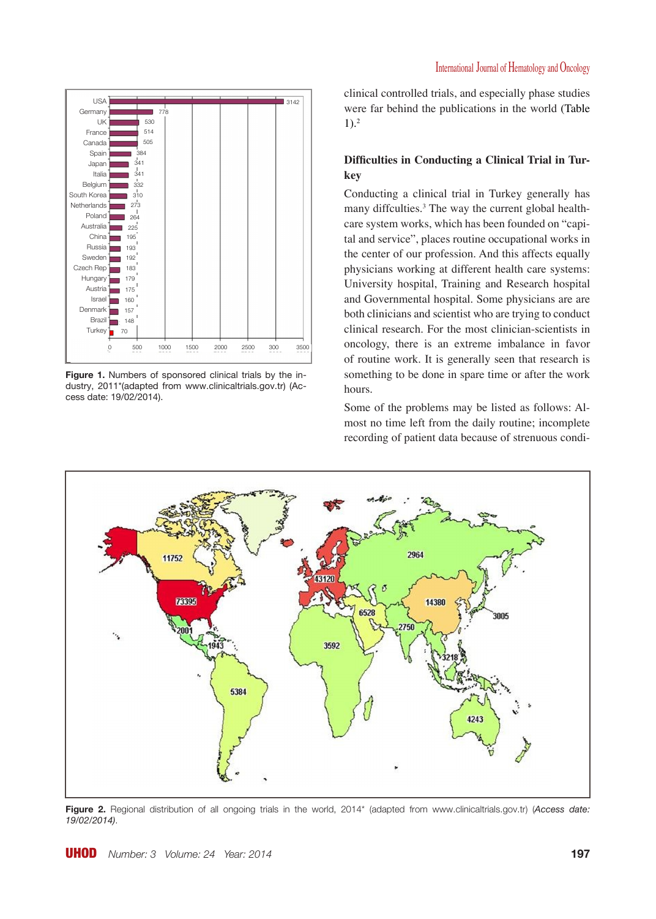Figure 1. Numbers of sponsored clinical trials by the industry, 2011*(adapted from www.clinicaltrials.gov.tr) (Access date: 19/02/2014).

clinical controlled trials, and especially phase studies were far behind the publications in the world (Table 1).[2]

## Difficulties in Conducting a Clinical Trial in Turkey

Conducting a clinical trial in Turkey generally has many diffculties.[3] The way the current global healthcare system works, which has been founded on "capital and service", places routine occupational works in the center of our profession. And this affects equally physicians working at different health care systems: University hospital, Training and Research hospital and Governmental hospital. Some physicians are are both clinicians and scientist who are trying to conduct clinical research. For the most clinician-scientists in oncology, there is an extreme imbalance in favor of routine work. It is generally seen that research is something to be done in spare time or after the work hours.

Some of the problems may be listed as follows: Almost no time left from the daily routine; incomplete recording of patient data because of strenuous condi-

Figure 2. Regional distribution of all ongoing trials in the world, 2014* (adapted from www.clinicaltrials.gov.tr) (*Access date: 19/02/2014*).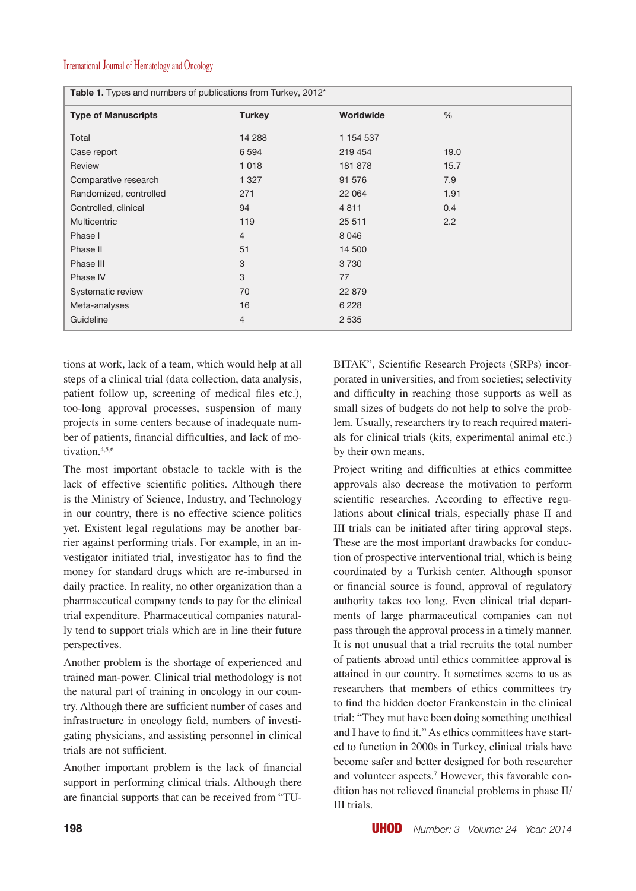**Table 1.** Types and numbers of publications from Turkey, 2012*

| Type of Manuscripts | Turkey | Worldwide | % |
|---|---|---|---|
| Total | 14 288 | 1 154 537 | |
| Case report | 6 594 | 219 454 | 19.0 |
| Review | 1 018 | 181 878 | 15.7 |
| Comparative research | 1 327 | 91 576 | 7.9 |
| Randomized, controlled | 271 | 22 064 | 1.91 |
| Controlled, clinical | 94 | 4 811 | 0.4 |
| Multicentric | 119 | 25 511 | 2.2 |
| Phase I | 4 | 8 046 | |
| Phase II | 51 | 14 500 | |
| Phase III | 3 | 3 730 | |
| Phase IV | 3 | 77 | |
| Systematic review | 70 | 22 879 | |
| Meta-analyses | 16 | 6 228 | |
| Guideline | 4 | 2 535 | |

tions at work, lack of a team, which would help at all steps of a clinical trial (data collection, data analysis, patient follow up, screening of medical files etc.), too-long approval processes, suspension of many projects in some centers because of inadequate number of patients, financial difficulties, and lack of motivation.[4,5,6]

The most important obstacle to tackle with is the lack of effective scientific politics. Although there is the Ministry of Science, Industry, and Technology in our country, there is no effective science politics yet. Existent legal regulations may be another barrier against performing trials. For example, in an investigator initiated trial, investigator has to find the money for standard drugs which are re-imbursed in daily practice. In reality, no other organization than a pharmaceutical company tends to pay for the clinical trial expenditure. Pharmaceutical companies naturally tend to support trials which are in line their future perspectives.

Another problem is the shortage of experienced and trained man-power. Clinical trial methodology is not the natural part of training in oncology in our country. Although there are sufficient number of cases and infrastructure in oncology field, numbers of investigating physicians, and assisting personnel in clinical trials are not sufficient.

Another important problem is the lack of financial support in performing clinical trials. Although there are financial supports that can be received from "TUBITAK", Scientific Research Projects (SRPs) incorporated in universities, and from societies; selectivity and difficulty in reaching those supports as well as small sizes of budgets do not help to solve the problem. Usually, researchers try to reach required materials for clinical trials (kits, experimental animal etc.) by their own means.

Project writing and difficulties at ethics committee approvals also decrease the motivation to perform scientific researches. According to effective regulations about clinical trials, especially phase II and III trials can be initiated after tiring approval steps. These are the most important drawbacks for conduction of prospective interventional trial, which is being coordinated by a Turkish center. Although sponsor or financial source is found, approval of regulatory authority takes too long. Even clinical trial departments of large pharmaceutical companies can not pass through the approval process in a timely manner. It is not unusual that a trial recruits the total number of patients abroad until ethics committee approval is attained in our country. It sometimes seems to us as researchers that members of ethics committees try to find the hidden doctor Frankenstein in the clinical trial: "They mut have been doing something unethical and I have to find it." As ethics committees have started to function in 2000s in Turkey, clinical trials have become safer and better designed for both researcher and volunteer aspects.[7] However, this favorable condition has not relieved financial problems in phase II/III trials.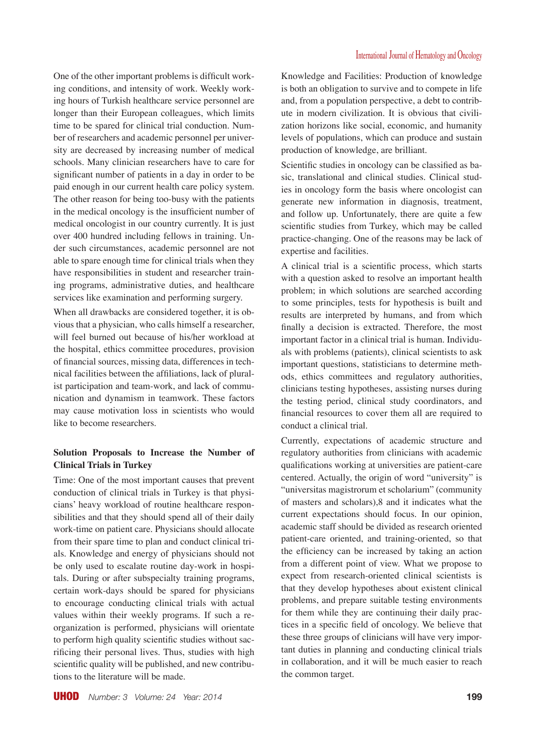One of the other important problems is difficult working conditions, and intensity of work. Weekly working hours of Turkish healthcare service personnel are longer than their European colleagues, which limits time to be spared for clinical trial conduction. Number of researchers and academic personnel per university are decreased by increasing number of medical schools. Many clinician researchers have to care for significant number of patients in a day in order to be paid enough in our current health care policy system. The other reason for being too-busy with the patients in the medical oncology is the insufficient number of medical oncologist in our country currently. It is just over 400 hundred including fellows in training. Under such circumstances, academic personnel are not able to spare enough time for clinical trials when they have responsibilities in student and researcher training programs, administrative duties, and healthcare services like examination and performing surgery.

When all drawbacks are considered together, it is obvious that a physician, who calls himself a researcher, will feel burned out because of his/her workload at the hospital, ethics committee procedures, provision of financial sources, missing data, differences in technical facilities between the affiliations, lack of pluralist participation and team-work, and lack of communication and dynamism in teamwork. These factors may cause motivation loss in scientists who would like to become researchers.

## Solution Proposals to Increase the Number of Clinical Trials in Turkey

Time: One of the most important causes that prevent conduction of clinical trials in Turkey is that physicians' heavy workload of routine healthcare responsibilities and that they should spend all of their daily work-time on patient care. Physicians should allocate from their spare time to plan and conduct clinical trials. Knowledge and energy of physicians should not be only used to escalate routine day-work in hospitals. During or after subspecialty training programs, certain work-days should be spared for physicians to encourage conducting clinical trials with actual values within their weekly programs. If such a reorganization is performed, physicians will orientate to perform high quality scientific studies without sacrificing their personal lives. Thus, studies with high scientific quality will be published, and new contributions to the literature will be made.

Knowledge and Facilities: Production of knowledge is both an obligation to survive and to compete in life and, from a population perspective, a debt to contribute in modern civilization. It is obvious that civilization horizons like social, economic, and humanity levels of populations, which can produce and sustain production of knowledge, are brilliant.

Scientific studies in oncology can be classified as basic, translational and clinical studies. Clinical studies in oncology form the basis where oncologist can generate new information in diagnosis, treatment, and follow up. Unfortunately, there are quite a few scientific studies from Turkey, which may be called practice-changing. One of the reasons may be lack of expertise and facilities.

A clinical trial is a scientific process, which starts with a question asked to resolve an important health problem; in which solutions are searched according to some principles, tests for hypothesis is built and results are interpreted by humans, and from which finally a decision is extracted. Therefore, the most important factor in a clinical trial is human. Individuals with problems (patients), clinical scientists to ask important questions, statisticians to determine methods, ethics committees and regulatory authorities, clinicians testing hypotheses, assisting nurses during the testing period, clinical study coordinators, and financial resources to cover them all are required to conduct a clinical trial.

Currently, expectations of academic structure and regulatory authorities from clinicians with academic qualifications working at universities are patient-care centered. Actually, the origin of word "university" is "universitas magistrorum et scholarium" (community of masters and scholars),[8] and it indicates what the current expectations should focus. In our opinion, academic staff should be divided as research oriented patient-care oriented, and training-oriented, so that the efficiency can be increased by taking an action from a different point of view. What we propose to expect from research-oriented clinical scientists is that they develop hypotheses about existent clinical problems, and prepare suitable testing environments for them while they are continuing their daily practices in a specific field of oncology. We believe that these three groups of clinicians will have very important duties in planning and conducting clinical trials in collaboration, and it will be much easier to reach the common target.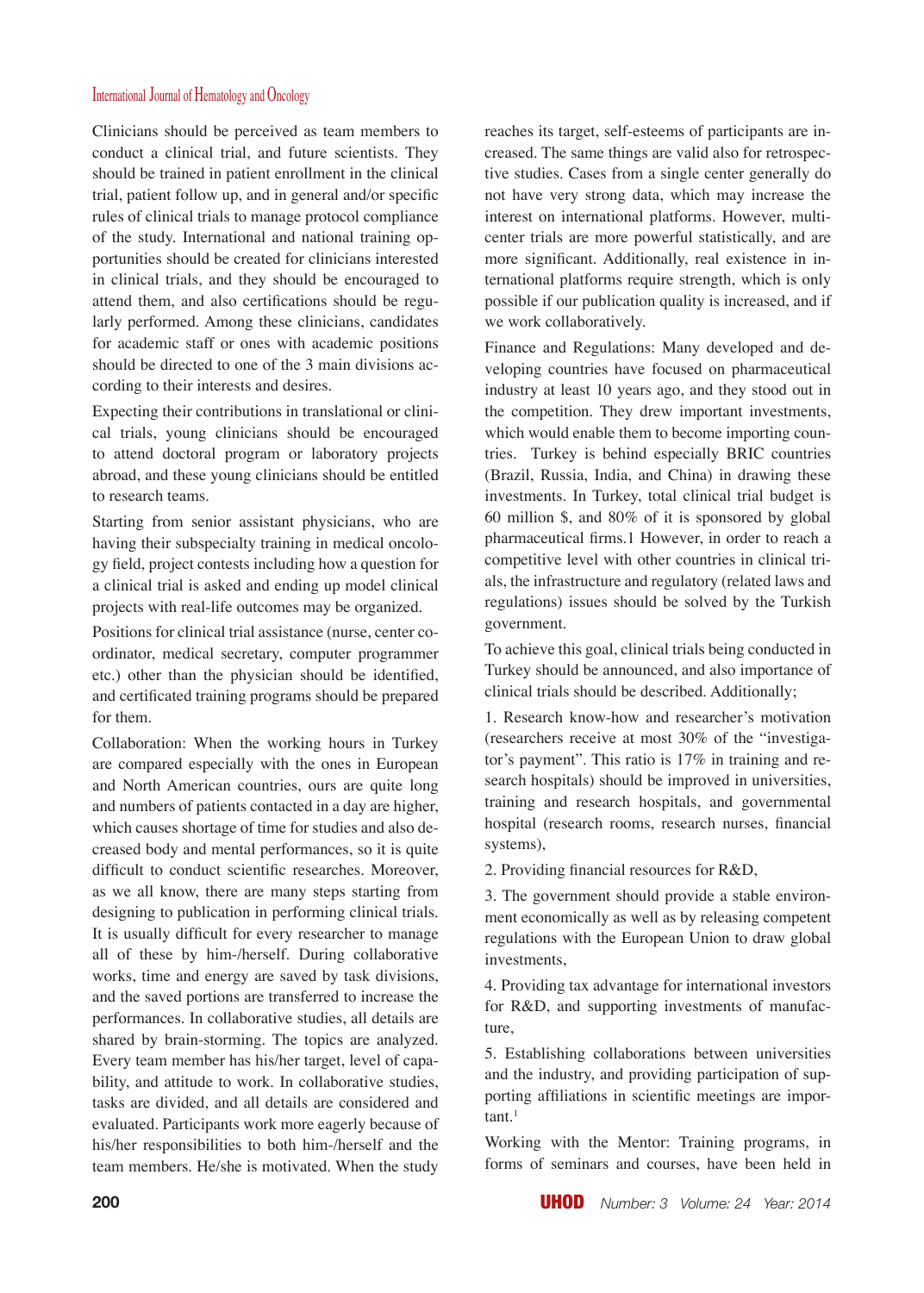Clinicians should be perceived as team members to conduct a clinical trial, and future scientists. They should be trained in patient enrollment in the clinical trial, patient follow up, and in general and/or specific rules of clinical trials to manage protocol compliance of the study. International and national training opportunities should be created for clinicians interested in clinical trials, and they should be encouraged to attend them, and also certifications should be regularly performed. Among these clinicians, candidates for academic staff or ones with academic positions should be directed to one of the 3 main divisions according to their interests and desires.

Expecting their contributions in translational or clinical trials, young clinicians should be encouraged to attend doctoral program or laboratory projects abroad, and these young clinicians should be entitled to research teams.

Starting from senior assistant physicians, who are having their subspecialty training in medical oncology field, project contests including how a question for a clinical trial is asked and ending up model clinical projects with real-life outcomes may be organized.

Positions for clinical trial assistance (nurse, center coordinator, medical secretary, computer programmer etc.) other than the physician should be identified, and certificated training programs should be prepared for them.

Collaboration: When the working hours in Turkey are compared especially with the ones in European and North American countries, ours are quite long and numbers of patients contacted in a day are higher, which causes shortage of time for studies and also decreased body and mental performances, so it is quite difficult to conduct scientific researches. Moreover, as we all know, there are many steps starting from designing to publication in performing clinical trials. It is usually difficult for every researcher to manage all of these by him-/herself. During collaborative works, time and energy are saved by task divisions, and the saved portions are transferred to increase the performances. In collaborative studies, all details are shared by brain-storming. The topics are analyzed. Every team member has his/her target, level of capability, and attitude to work. In collaborative studies, tasks are divided, and all details are considered and evaluated. Participants work more eagerly because of his/her responsibilities to both him-/herself and the team members. He/she is motivated. When the study reaches its target, self-esteems of participants are increased. The same things are valid also for retrospective studies. Cases from a single center generally do not have very strong data, which may increase the interest on international platforms. However, multicenter trials are more powerful statistically, and are more significant. Additionally, real existence in international platforms require strength, which is only possible if our publication quality is increased, and if we work collaboratively.

Finance and Regulations: Many developed and developing countries have focused on pharmaceutical industry at least 10 years ago, and they stood out in the competition. They drew important investments, which would enable them to become importing countries. Turkey is behind especially BRIC countries (Brazil, Russia, India, and China) in drawing these investments. In Turkey, total clinical trial budget is 60 million $, and 80% of it is sponsored by global pharmaceutical firms.1 However, in order to reach a competitive level with other countries in clinical trials, the infrastructure and regulatory (related laws and regulations) issues should be solved by the Turkish government.

To achieve this goal, clinical trials being conducted in Turkey should be announced, and also importance of clinical trials should be described. Additionally;

1. Research know-how and researcher's motivation (researchers receive at most 30% of the "investigator's payment". This ratio is 17% in training and research hospitals) should be improved in universities, training and research hospitals, and governmental hospital (research rooms, research nurses, financial systems),

2. Providing financial resources for R&D,

3. The government should provide a stable environment economically as well as by releasing competent regulations with the European Union to draw global investments,

4. Providing tax advantage for international investors for R&D, and supporting investments of manufacture,

5. Establishing collaborations between universities and the industry, and providing participation of supporting affiliations in scientific meetings are important.[1]

Working with the Mentor: Training programs, in forms of seminars and courses, have been held in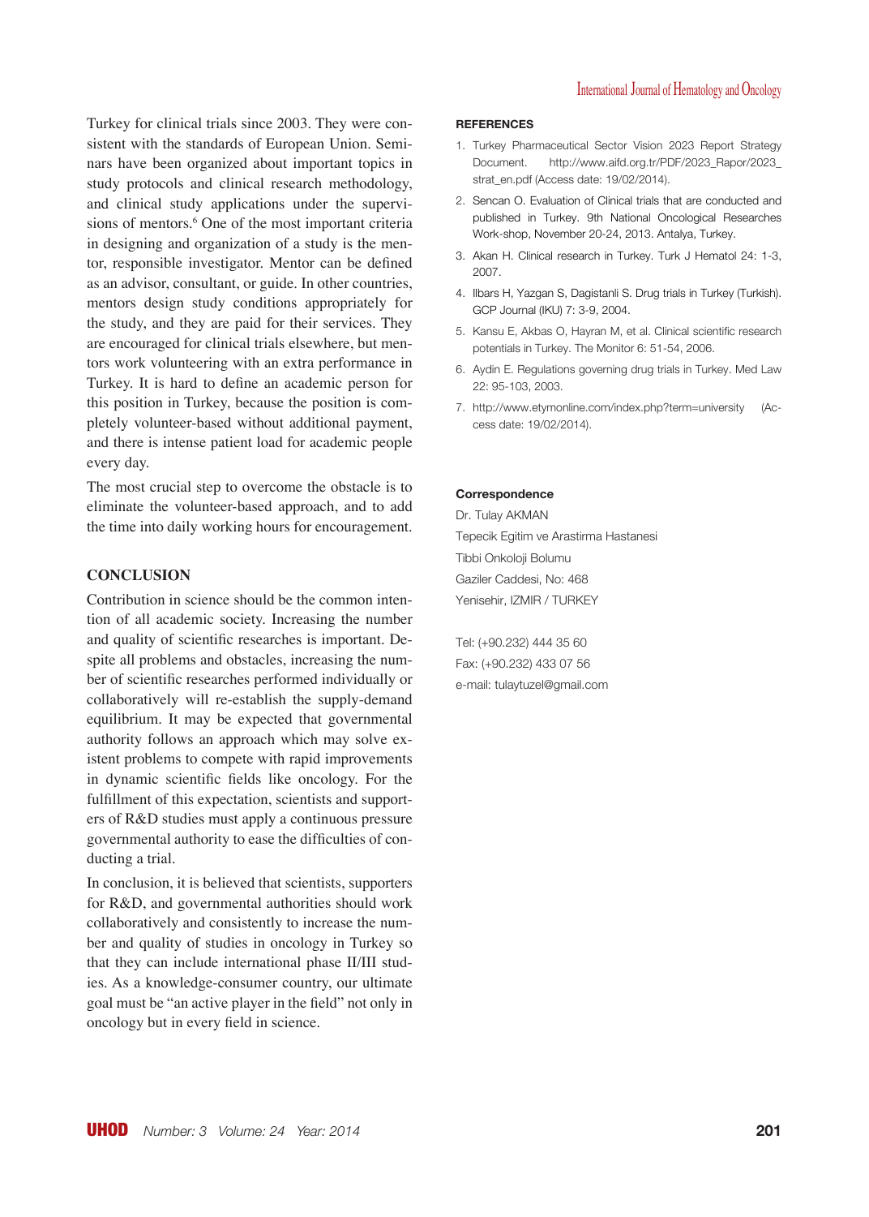Turkey for clinical trials since 2003. They were consistent with the standards of European Union. Seminars have been organized about important topics in study protocols and clinical research methodology, and clinical study applications under the supervisions of mentors.[6] One of the most important criteria in designing and organization of a study is the mentor, responsible investigator. Mentor can be defined as an advisor, consultant, or guide. In other countries, mentors design study conditions appropriately for the study, and they are paid for their services. They are encouraged for clinical trials elsewhere, but mentors work volunteering with an extra performance in Turkey. It is hard to define an academic person for this position in Turkey, because the position is completely volunteer-based without additional payment, and there is intense patient load for academic people every day.

The most crucial step to overcome the obstacle is to eliminate the volunteer-based approach, and to add the time into daily working hours for encouragement.

## CONCLUSION

Contribution in science should be the common intention of all academic society. Increasing the number and quality of scientific researches is important. Despite all problems and obstacles, increasing the number of scientific researches performed individually or collaboratively will re-establish the supply-demand equilibrium. It may be expected that governmental authority follows an approach which may solve existent problems to compete with rapid improvements in dynamic scientific fields like oncology. For the fulfillment of this expectation, scientists and supporters of R&D studies must apply a continuous pressure governmental authority to ease the difficulties of conducting a trial.

In conclusion, it is believed that scientists, supporters for R&D, and governmental authorities should work collaboratively and consistently to increase the number and quality of studies in oncology in Turkey so that they can include international phase II/III studies. As a knowledge-consumer country, our ultimate goal must be "an active player in the field" not only in oncology but in every field in science.

## REFERENCES

1. Turkey Pharmaceutical Sector Vision 2023 Report Strategy Document. http://www.aifd.org.tr/PDF/2023_Rapor/2023_strat_en.pdf (Access date: 19/02/2014).
2. Sencan O. Evaluation of Clinical trials that are conducted and published in Turkey. 9th National Oncological Researches Work-shop, November 20-24, 2013. Antalya, Turkey.
3. Akan H. Clinical research in Turkey. Turk J Hematol 24: 1-3, 2007.
4. Ilbars H, Yazgan S, Dagistanli S. Drug trials in Turkey (Turkish). GCP Journal (IKU) 7: 3-9, 2004.
5. Kansu E, Akbas O, Hayran M, et al. Clinical scientific research potentials in Turkey. The Monitor 6: 51-54, 2006.
6. Aydin E. Regulations governing drug trials in Turkey. Med Law 22: 95-103, 2003.
7. http://www.etymonline.com/index.php?term=university (Access date: 19/02/2014).

**Correspondence**

Dr. Tulay AKMAN
Tepecik Egitim ve Arastirma Hastanesi
Tibbi Onkoloji Bolumu
Gaziler Caddesi, No: 468
Yenisehir, IZMIR / TURKEY

Tel: (+90.232) 444 35 60
Fax: (+90.232) 433 07 56
e-mail: tulaytuzel@gmail.com